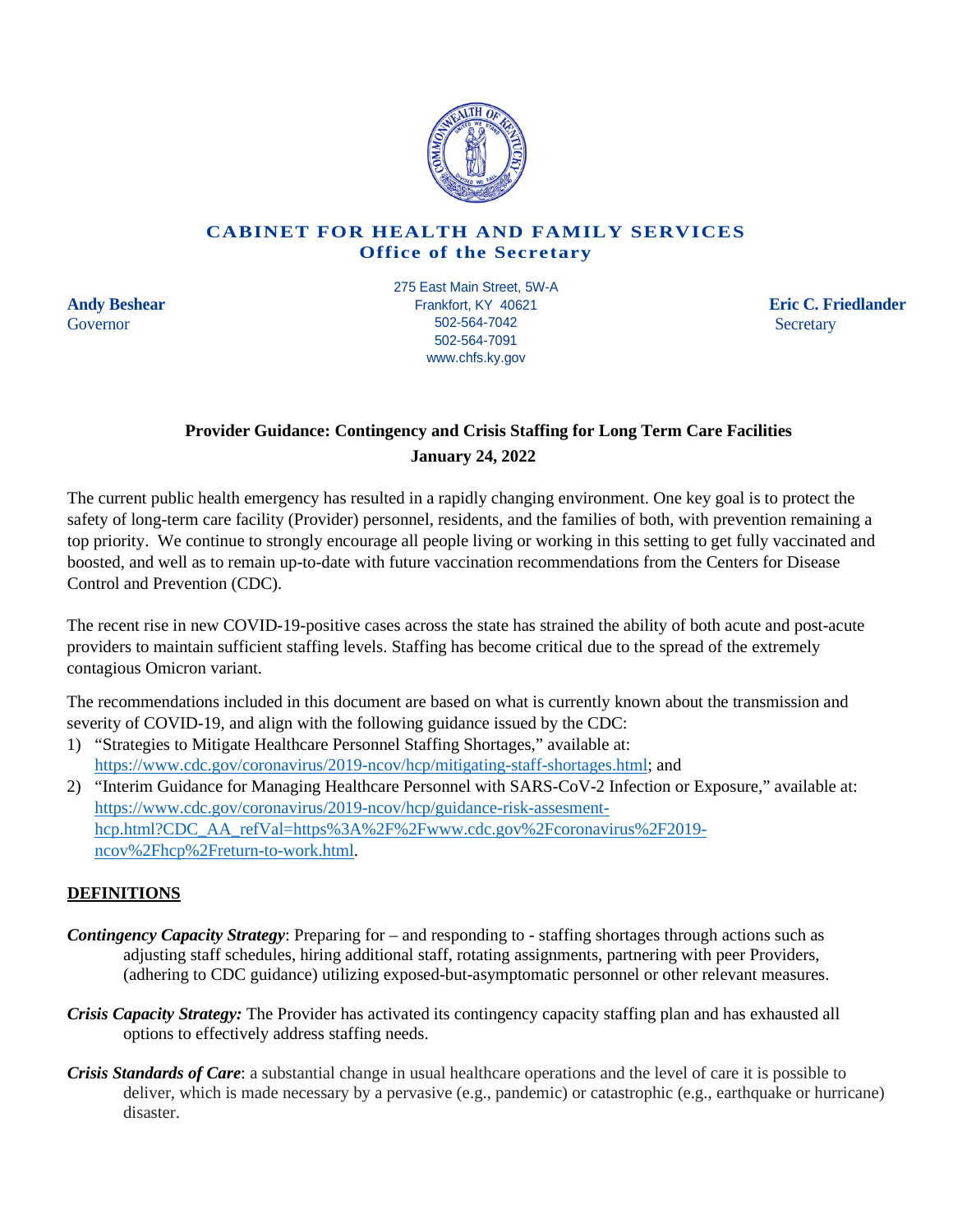**CABINET FOR HEALTH AND FAMILY SERVICES**
**Office of the Secretary**

**Andy Beshear**
Governor

275 East Main Street, 5W-A
Frankfort, KY 40621
502-564-7042
502-564-7091
www.chfs.ky.gov

**Eric C. Friedlander**
Secretary

## Provider Guidance: Contingency and Crisis Staffing for Long Term Care Facilities

**January 24, 2022**

The current public health emergency has resulted in a rapidly changing environment. One key goal is to protect the safety of long-term care facility (Provider) personnel, residents, and the families of both, with prevention remaining a top priority. We continue to strongly encourage all people living or working in this setting to get fully vaccinated and boosted, and well as to remain up-to-date with future vaccination recommendations from the Centers for Disease Control and Prevention (CDC).

The recent rise in new COVID-19-positive cases across the state has strained the ability of both acute and post-acute providers to maintain sufficient staffing levels. Staffing has become critical due to the spread of the extremely contagious Omicron variant.

The recommendations included in this document are based on what is currently known about the transmission and severity of COVID-19, and align with the following guidance issued by the CDC:

1) "Strategies to Mitigate Healthcare Personnel Staffing Shortages," available at: https://www.cdc.gov/coronavirus/2019-ncov/hcp/mitigating-staff-shortages.html; and
2) "Interim Guidance for Managing Healthcare Personnel with SARS-CoV-2 Infection or Exposure," available at: https://www.cdc.gov/coronavirus/2019-ncov/hcp/guidance-risk-assesment-hcp.html?CDC_AA_refVal=https%3A%2F%2Fwww.cdc.gov%2Fcoronavirus%2F2019-ncov%2Fhcp%2Freturn-to-work.html.

### DEFINITIONS

***Contingency Capacity Strategy***: Preparing for – and responding to - staffing shortages through actions such as adjusting staff schedules, hiring additional staff, rotating assignments, partnering with peer Providers, (adhering to CDC guidance) utilizing exposed-but-asymptomatic personnel or other relevant measures.

***Crisis Capacity Strategy:*** The Provider has activated its contingency capacity staffing plan and has exhausted all options to effectively address staffing needs.

***Crisis Standards of Care***: a substantial change in usual healthcare operations and the level of care it is possible to deliver, which is made necessary by a pervasive (e.g., pandemic) or catastrophic (e.g., earthquake or hurricane) disaster.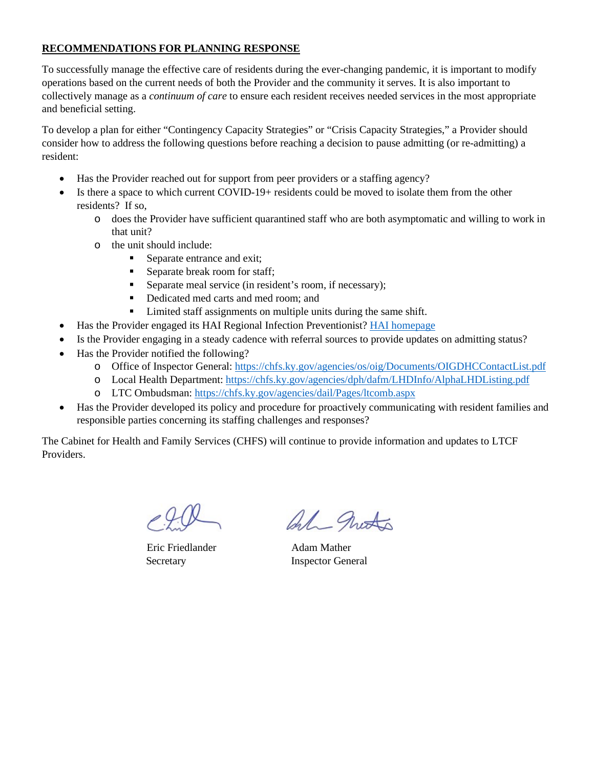**RECOMMENDATIONS FOR PLANNING RESPONSE**

To successfully manage the effective care of residents during the ever-changing pandemic, it is important to modify operations based on the current needs of both the Provider and the community it serves. It is also important to collectively manage as a *continuum of care* to ensure each resident receives needed services in the most appropriate and beneficial setting.

To develop a plan for either "Contingency Capacity Strategies" or "Crisis Capacity Strategies," a Provider should consider how to address the following questions before reaching a decision to pause admitting (or re-admitting) a resident:

- Has the Provider reached out for support from peer providers or a staffing agency?
- Is there a space to which current COVID-19+ residents could be moved to isolate them from the other residents? If so,
  - does the Provider have sufficient quarantined staff who are both asymptomatic and willing to work in that unit?
  - the unit should include:
    - Separate entrance and exit;
    - Separate break room for staff;
    - Separate meal service (in resident's room, if necessary);
    - Dedicated med carts and med room; and
    - Limited staff assignments on multiple units during the same shift.
- Has the Provider engaged its HAI Regional Infection Preventionist? HAI homepage
- Is the Provider engaging in a steady cadence with referral sources to provide updates on admitting status?
- Has the Provider notified the following?
  - Office of Inspector General: https://chfs.ky.gov/agencies/os/oig/Documents/OIGDHCContactList.pdf
  - Local Health Department: https://chfs.ky.gov/agencies/dph/dafm/LHDInfo/AlphaLHDListing.pdf
  - LTC Ombudsman: https://chfs.ky.gov/agencies/dail/Pages/ltcomb.aspx
- Has the Provider developed its policy and procedure for proactively communicating with resident families and responsible parties concerning its staffing challenges and responses?

The Cabinet for Health and Family Services (CHFS) will continue to provide information and updates to LTCF Providers.

Eric Friedlander
Secretary

Adam Mather
Inspector General